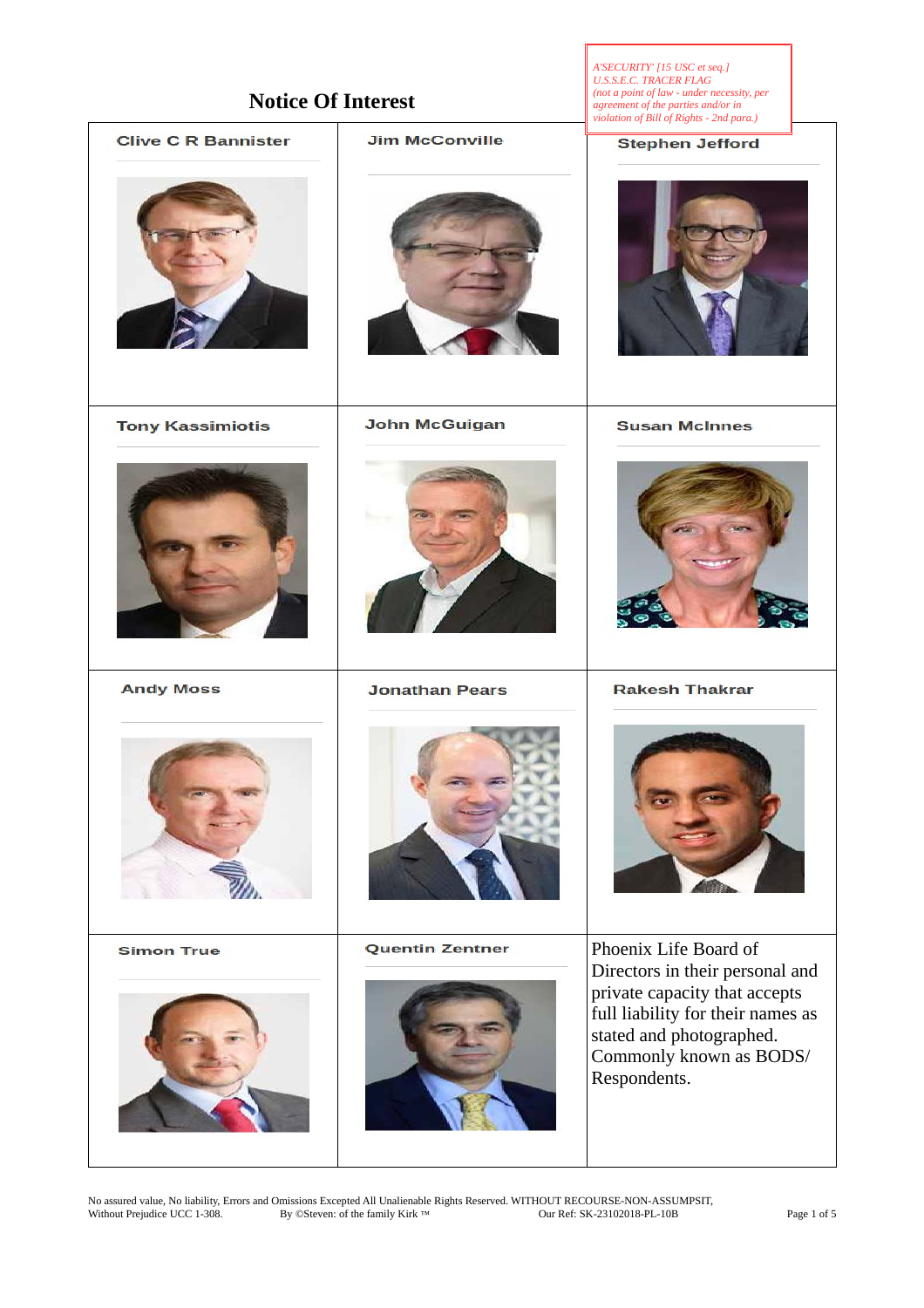A'SECURITY' [15 USC et seq.]
U.S.S.E.C. TRACER FLAG
*(not a point of law - under necessity, per agreement of the parties and/or in violation of Bill of Rights - 2nd para.)*

# Notice Of Interest

| | | |
|---|---|---|
| **Clive C R Bannister** | **Jim McConville** | **Stephen Jefford** |
| **Tony Kassimiotis** | **John McGuigan** | **Susan McInnes** |
| **Andy Moss** | **Jonathan Pears** | **Rakesh Thakrar** |
| **Simon True** | **Quentin Zentner** | Phoenix Life Board of Directors in their personal and private capacity that accepts full liability for their names as stated and photographed. Commonly known as BODS/ Respondents. |

No assured value, No liability, Errors and Omissions Excepted All Unalienable Rights Reserved. WITHOUT RECOURSE-NON-ASSUMPSIT,
Without Prejudice UCC 1-308. By ©Steven: of the family Kirk ™ Our Ref: SK-23102018-PL-10B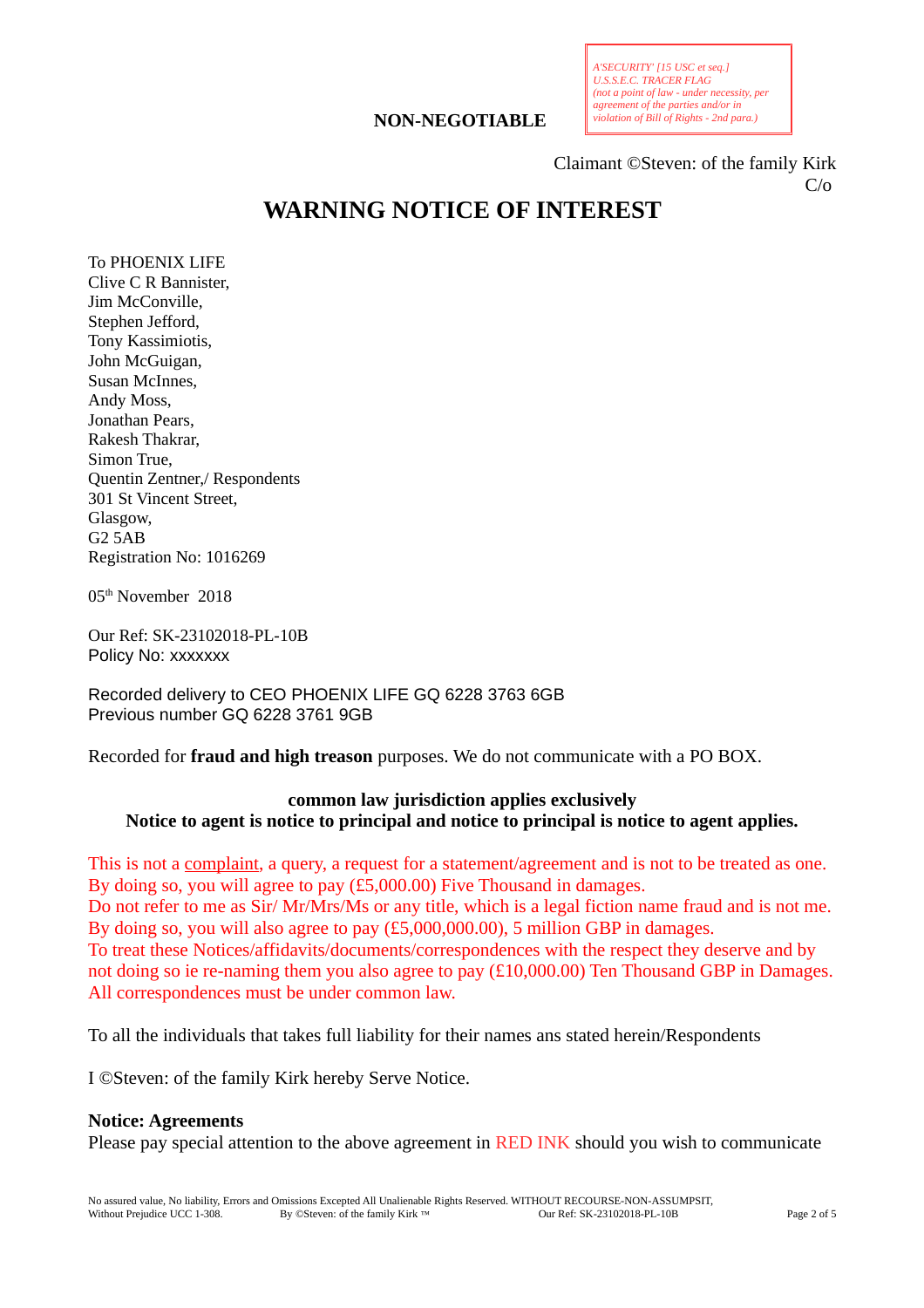*A'SECURITY' [15 USC et seq.]*
*U.S.S.E.C. TRACER FLAG*
*(not a point of law - under necessity, per agreement of the parties and/or in violation of Bill of Rights - 2nd para.)*

**NON-NEGOTIABLE**

Claimant ©Steven: of the family Kirk
C/o

# WARNING NOTICE OF INTEREST

To PHOENIX LIFE
Clive C R Bannister,
Jim McConville,
Stephen Jefford,
Tony Kassimiotis,
John McGuigan,
Susan McInnes,
Andy Moss,
Jonathan Pears,
Rakesh Thakrar,
Simon True,
Quentin Zentner,/ Respondents
301 St Vincent Street,
Glasgow,
G2 5AB
Registration No: 1016269

05th November 2018

Our Ref: SK-23102018-PL-10B
Policy No: xxxxxxx

Recorded delivery to CEO PHOENIX LIFE GQ 6228 3763 6GB
Previous number GQ 6228 3761 9GB

Recorded for **fraud and high treason** purposes. We do not communicate with a PO BOX.

**common law jurisdiction applies exclusively**
**Notice to agent is notice to principal and notice to principal is notice to agent applies.**

This is not a <u>complaint</u>, a query, a request for a statement/agreement and is not to be treated as one. By doing so, you will agree to pay (£5,000.00) Five Thousand in damages.
Do not refer to me as Sir/ Mr/Mrs/Ms or any title, which is a legal fiction name fraud and is not me. By doing so, you will also agree to pay (£5,000,000.00), 5 million GBP in damages.
To treat these Notices/affidavits/documents/correspondences with the respect they deserve and by not doing so ie re-naming them you also agree to pay (£10,000.00) Ten Thousand GBP in Damages.
All correspondences must be under common law.

To all the individuals that takes full liability for their names ans stated herein/Respondents

I ©Steven: of the family Kirk hereby Serve Notice.

**Notice: Agreements**
Please pay special attention to the above agreement in RED INK should you wish to communicate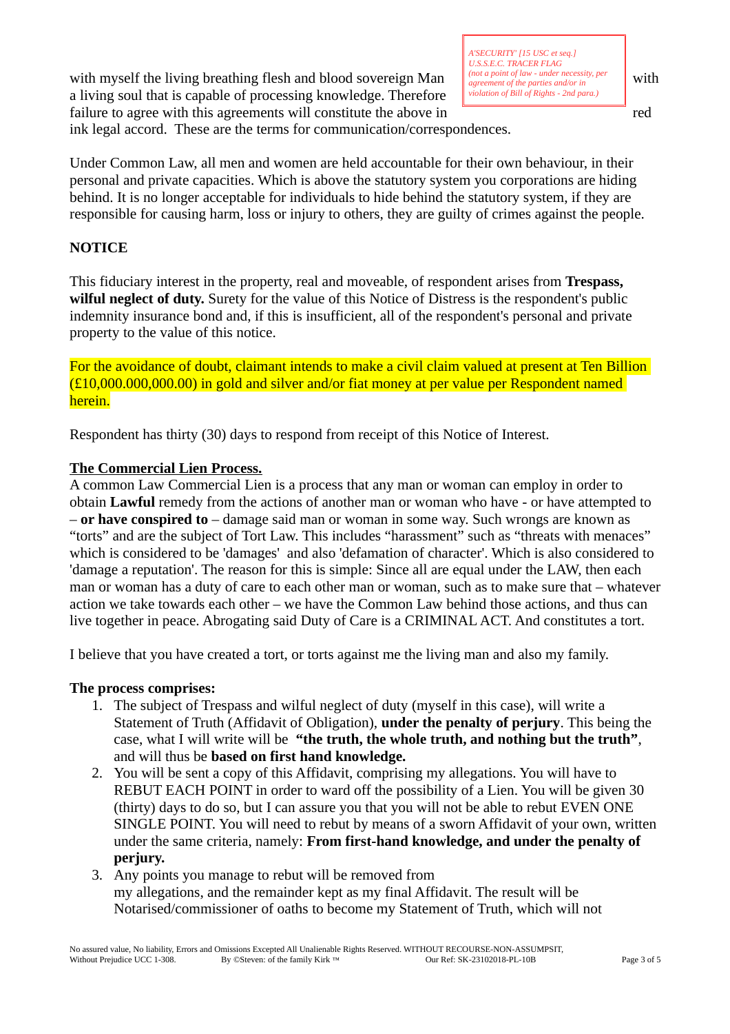with myself the living breathing flesh and blood sovereign Man with a living soul that is capable of processing knowledge. Therefore failure to agree with this agreements will constitute the above in red ink legal accord. These are the terms for communication/correspondences.

*A'SECURITY' [15 USC et seq.] U.S.S.E.C. TRACER FLAG (not a point of law - under necessity, per agreement of the parties and/or in violation of Bill of Rights - 2nd para.)*

Under Common Law, all men and women are held accountable for their own behaviour, in their personal and private capacities. Which is above the statutory system you corporations are hiding behind. It is no longer acceptable for individuals to hide behind the statutory system, if they are responsible for causing harm, loss or injury to others, they are guilty of crimes against the people.

**NOTICE**

This fiduciary interest in the property, real and moveable, of respondent arises from **Trespass, wilful neglect of duty.** Surety for the value of this Notice of Distress is the respondent's public indemnity insurance bond and, if this is insufficient, all of the respondent's personal and private property to the value of this notice.

For the avoidance of doubt, claimant intends to make a civil claim valued at present at Ten Billion (£10,000.000,000.00) in gold and silver and/or fiat money at per value per Respondent named herein.

Respondent has thirty (30) days to respond from receipt of this Notice of Interest.

**The Commercial Lien Process.**

A common Law Commercial Lien is a process that any man or woman can employ in order to obtain **Lawful** remedy from the actions of another man or woman who have - or have attempted to – **or have conspired to** – damage said man or woman in some way. Such wrongs are known as "torts" and are the subject of Tort Law. This includes "harassment" such as "threats with menaces" which is considered to be 'damages' and also 'defamation of character'. Which is also considered to 'damage a reputation'. The reason for this is simple: Since all are equal under the LAW, then each man or woman has a duty of care to each other man or woman, such as to make sure that – whatever action we take towards each other – we have the Common Law behind those actions, and thus can live together in peace. Abrogating said Duty of Care is a CRIMINAL ACT. And constitutes a tort.

I believe that you have created a tort, or torts against me the living man and also my family.

**The process comprises:**

1. The subject of Trespass and wilful neglect of duty (myself in this case), will write a Statement of Truth (Affidavit of Obligation), **under the penalty of perjury**. This being the case, what I will write will be **"the truth, the whole truth, and nothing but the truth"**, and will thus be **based on first hand knowledge.**
2. You will be sent a copy of this Affidavit, comprising my allegations. You will have to REBUT EACH POINT in order to ward off the possibility of a Lien. You will be given 30 (thirty) days to do so, but I can assure you that you will not be able to rebut EVEN ONE SINGLE POINT. You will need to rebut by means of a sworn Affidavit of your own, written under the same criteria, namely: **From first-hand knowledge, and under the penalty of perjury.**
3. Any points you manage to rebut will be removed from my allegations, and the remainder kept as my final Affidavit. The result will be Notarised/commissioner of oaths to become my Statement of Truth, which will not

No assured value, No liability, Errors and Omissions Excepted All Unalienable Rights Reserved. WITHOUT RECOURSE-NON-ASSUMPSIT, Without Prejudice UCC 1-308. By ©Steven: of the family Kirk ™ Our Ref: SK-23102018-PL-10B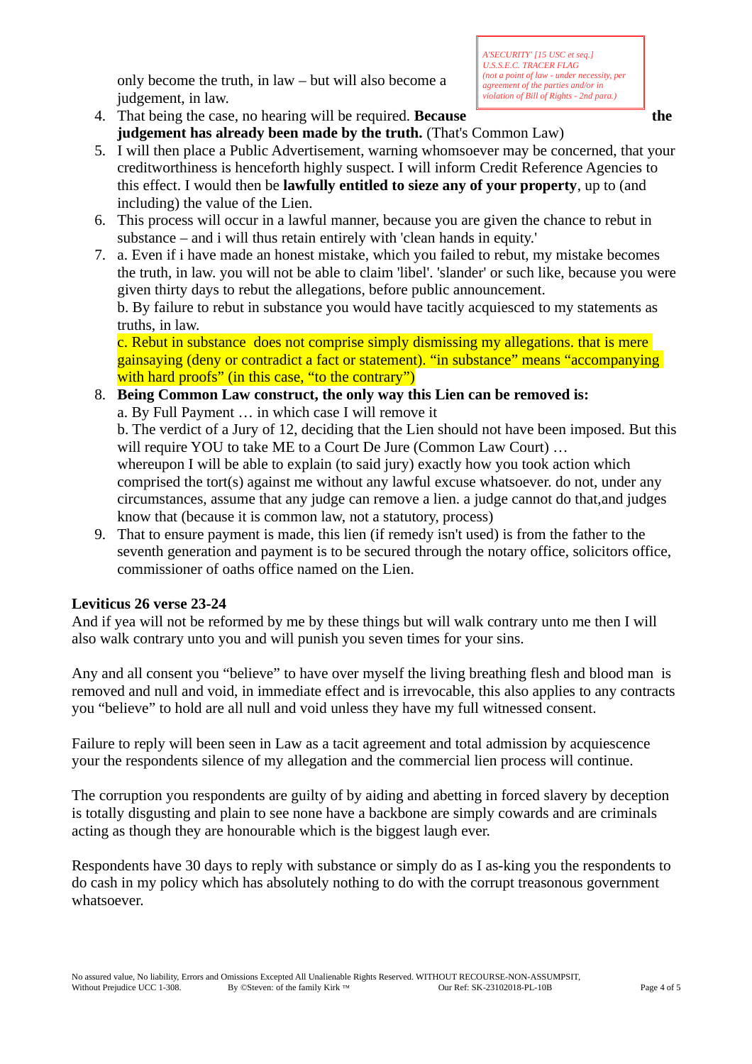only become the truth, in law – but will also become a judgement, in law.

*A'SECURITY' [15 USC et seq.]*
*U.S.S.E.C. TRACER FLAG*
*(not a point of law - under necessity, per agreement of the parties and/or in violation of Bill of Rights - 2nd para.)*

4. That being the case, no hearing will be required. **Because the judgement has already been made by the truth.** (That's Common Law)
5. I will then place a Public Advertisement, warning whomsoever may be concerned, that your creditworthiness is henceforth highly suspect. I will inform Credit Reference Agencies to this effect. I would then be **lawfully entitled to sieze any of your property**, up to (and including) the value of the Lien.
6. This process will occur in a lawful manner, because you are given the chance to rebut in substance – and i will thus retain entirely with 'clean hands in equity.'
7. a. Even if i have made an honest mistake, which you failed to rebut, my mistake becomes the truth, in law. you will not be able to claim 'libel'. 'slander' or such like, because you were given thirty days to rebut the allegations, before public announcement.
   b. By failure to rebut in substance you would have tacitly acquiesced to my statements as truths, in law.
   c. Rebut in substance  does not comprise simply dismissing my allegations. that is mere gainsaying (deny or contradict a fact or statement). "in substance" means "accompanying with hard proofs" (in this case, "to the contrary")
8. **Being Common Law construct, the only way this Lien can be removed is:**
   a. By Full Payment … in which case I will remove it
   b. The verdict of a Jury of 12, deciding that the Lien should not have been imposed. But this will require YOU to take ME to a Court De Jure (Common Law Court) …
   whereupon I will be able to explain (to said jury) exactly how you took action which comprised the tort(s) against me without any lawful excuse whatsoever. do not, under any circumstances, assume that any judge can remove a lien. a judge cannot do that,and judges know that (because it is common law, not a statutory, process)
9. That to ensure payment is made, this lien (if remedy isn't used) is from the father to the seventh generation and payment is to be secured through the notary office, solicitors office, commissioner of oaths office named on the Lien.

**Leviticus 26 verse 23-24**
And if yea will not be reformed by me by these things but will walk contrary unto me then I will also walk contrary unto you and will punish you seven times for your sins.

Any and all consent you "believe" to have over myself the living breathing flesh and blood man  is removed and null and void, in immediate effect and is irrevocable, this also applies to any contracts you "believe" to hold are all null and void unless they have my full witnessed consent.

Failure to reply will been seen in Law as a tacit agreement and total admission by acquiescence your the respondents silence of my allegation and the commercial lien process will continue.

The corruption you respondents are guilty of by aiding and abetting in forced slavery by deception is totally disgusting and plain to see none have a backbone are simply cowards and are criminals acting as though they are honourable which is the biggest laugh ever.

Respondents have 30 days to reply with substance or simply do as I as-king you the respondents to do cash in my policy which has absolutely nothing to do with the corrupt treasonous government whatsoever.

No assured value, No liability, Errors and Omissions Excepted All Unalienable Rights Reserved. WITHOUT RECOURSE-NON-ASSUMPSIT, Without Prejudice UCC 1-308. By ©Steven: of the family Kirk ™ Our Ref: SK-23102018-PL-10B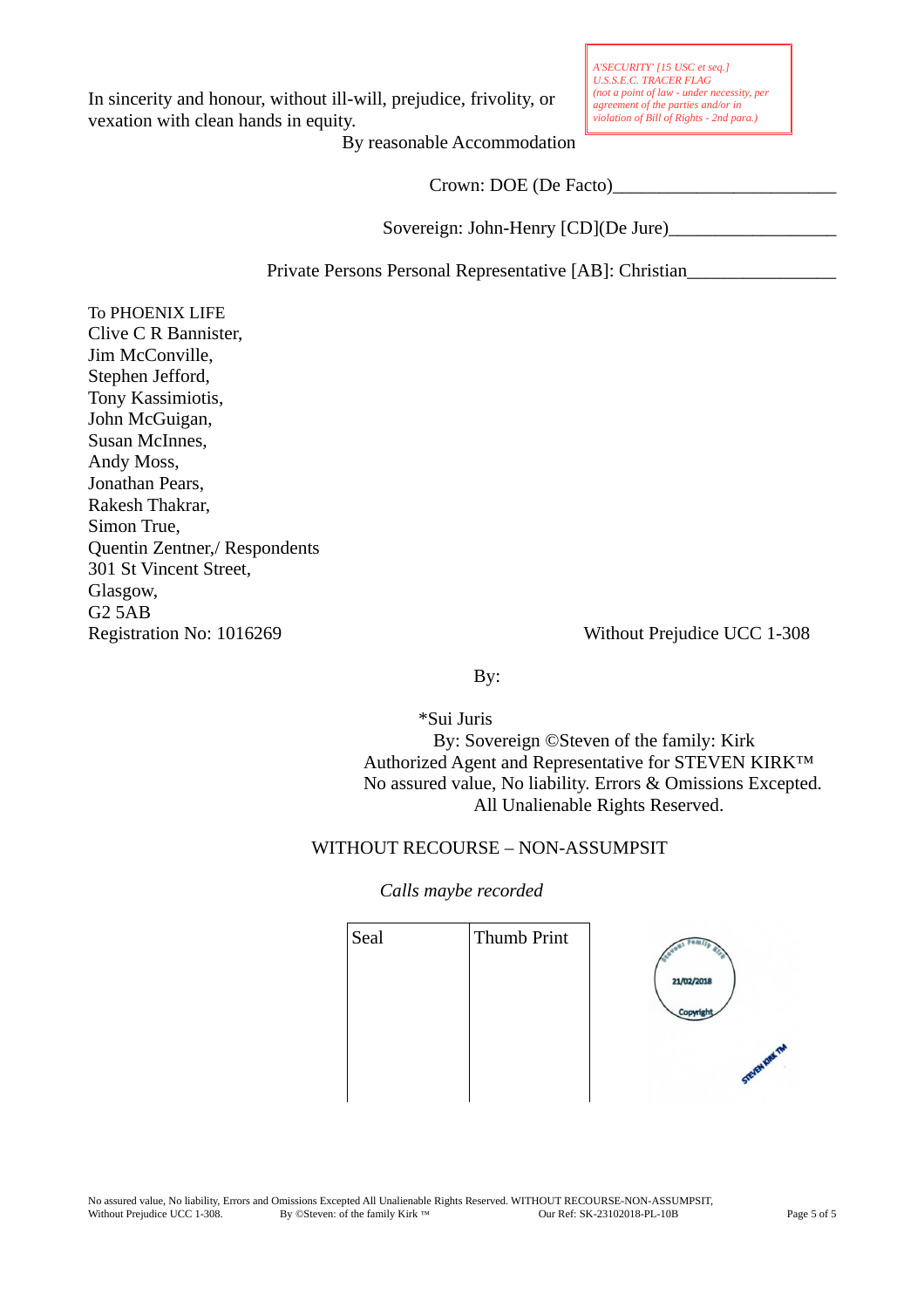*A'SECURITY' [15 USC et seq.]*
*U.S.S.E.C. TRACER FLAG*
*(not a point of law - under necessity, per agreement of the parties and/or in violation of Bill of Rights - 2nd para.)*

In sincerity and honour, without ill-will, prejudice, frivolity, or vexation with clean hands in equity.

By reasonable Accommodation

Crown: DOE (De Facto)________________________

Sovereign: John-Henry [CD](De Jure)__________________

Private Persons Personal Representative [AB]: Christian________________

To PHOENIX LIFE
Clive C R Bannister,
Jim McConville,
Stephen Jefford,
Tony Kassimiotis,
John McGuigan,
Susan McInnes,
Andy Moss,
Jonathan Pears,
Rakesh Thakrar,
Simon True,
Quentin Zentner,/ Respondents
301 St Vincent Street,
Glasgow,
G2 5AB
Registration No: 1016269

Without Prejudice UCC 1-308

By:

*Sui Juris
By: Sovereign ©Steven of the family: Kirk
Authorized Agent and Representative for STEVEN KIRK™
No assured value, No liability. Errors & Omissions Excepted.
All Unalienable Rights Reserved.

WITHOUT RECOURSE – NON-ASSUMPSIT

*Calls maybe recorded*

| Seal | Thumb Print |
|---|---|
| | |

Steven Family Kirk
21/02/2018
Copyright

STEVEN KIRK TM

No assured value, No liability, Errors and Omissions Excepted All Unalienable Rights Reserved. WITHOUT RECOURSE-NON-ASSUMPSIT, Without Prejudice UCC 1-308. By ©Steven: of the family Kirk ™ Our Ref: SK-23102018-PL-10B